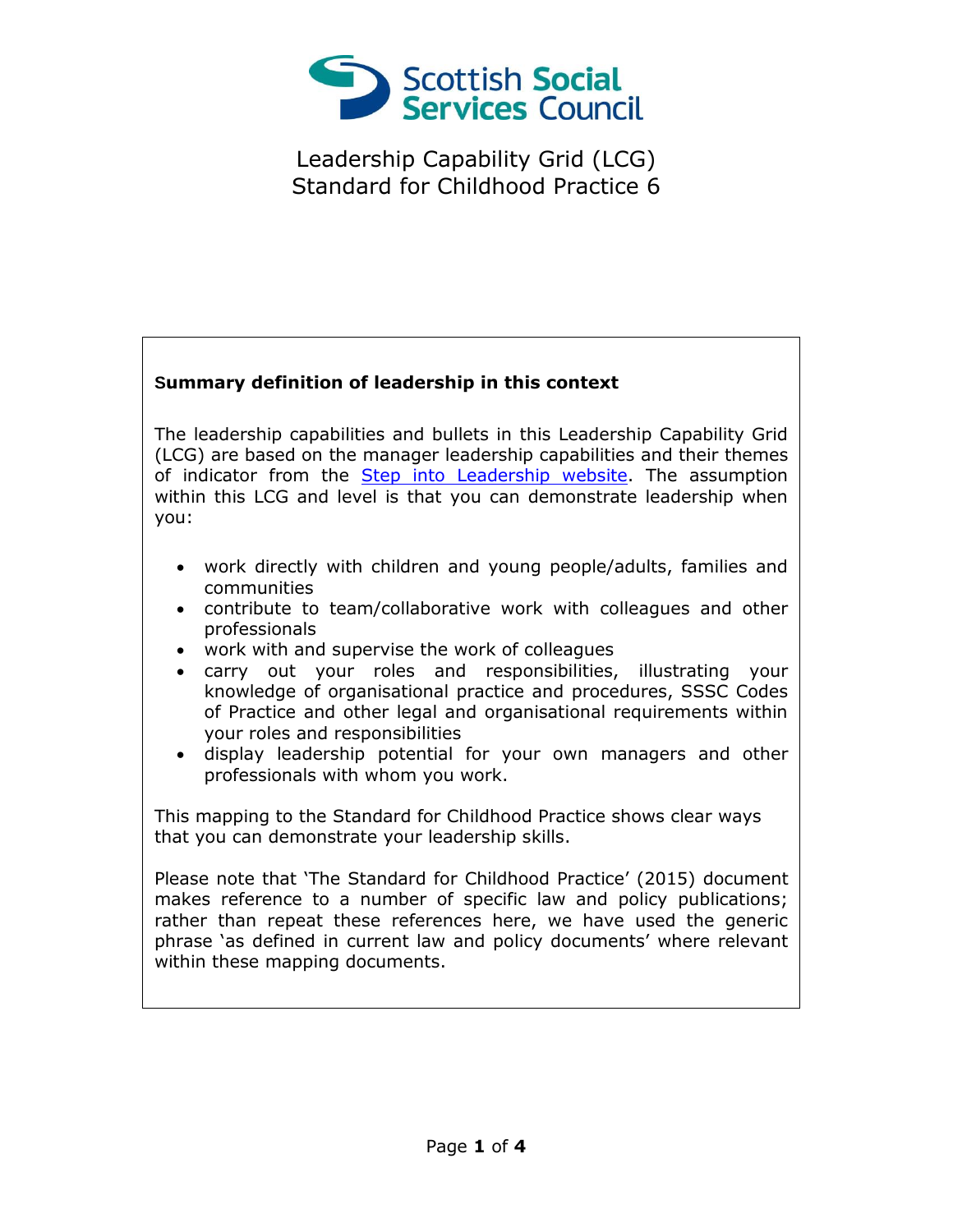# Leadership Capability Grid (LCG)
# Standard for Childhood Practice 6

**Summary definition of leadership in this context**

The leadership capabilities and bullets in this Leadership Capability Grid (LCG) are based on the manager leadership capabilities and their themes of indicator from the Step into Leadership website. The assumption within this LCG and level is that you can demonstrate leadership when you:

- work directly with children and young people/adults, families and communities
- contribute to team/collaborative work with colleagues and other professionals
- work with and supervise the work of colleagues
- carry out your roles and responsibilities, illustrating your knowledge of organisational practice and procedures, SSSC Codes of Practice and other legal and organisational requirements within your roles and responsibilities
- display leadership potential for your own managers and other professionals with whom you work.

This mapping to the Standard for Childhood Practice shows clear ways that you can demonstrate your leadership skills.

Please note that 'The Standard for Childhood Practice' (2015) document makes reference to a number of specific law and policy publications; rather than repeat these references here, we have used the generic phrase 'as defined in current law and policy documents' where relevant within these mapping documents.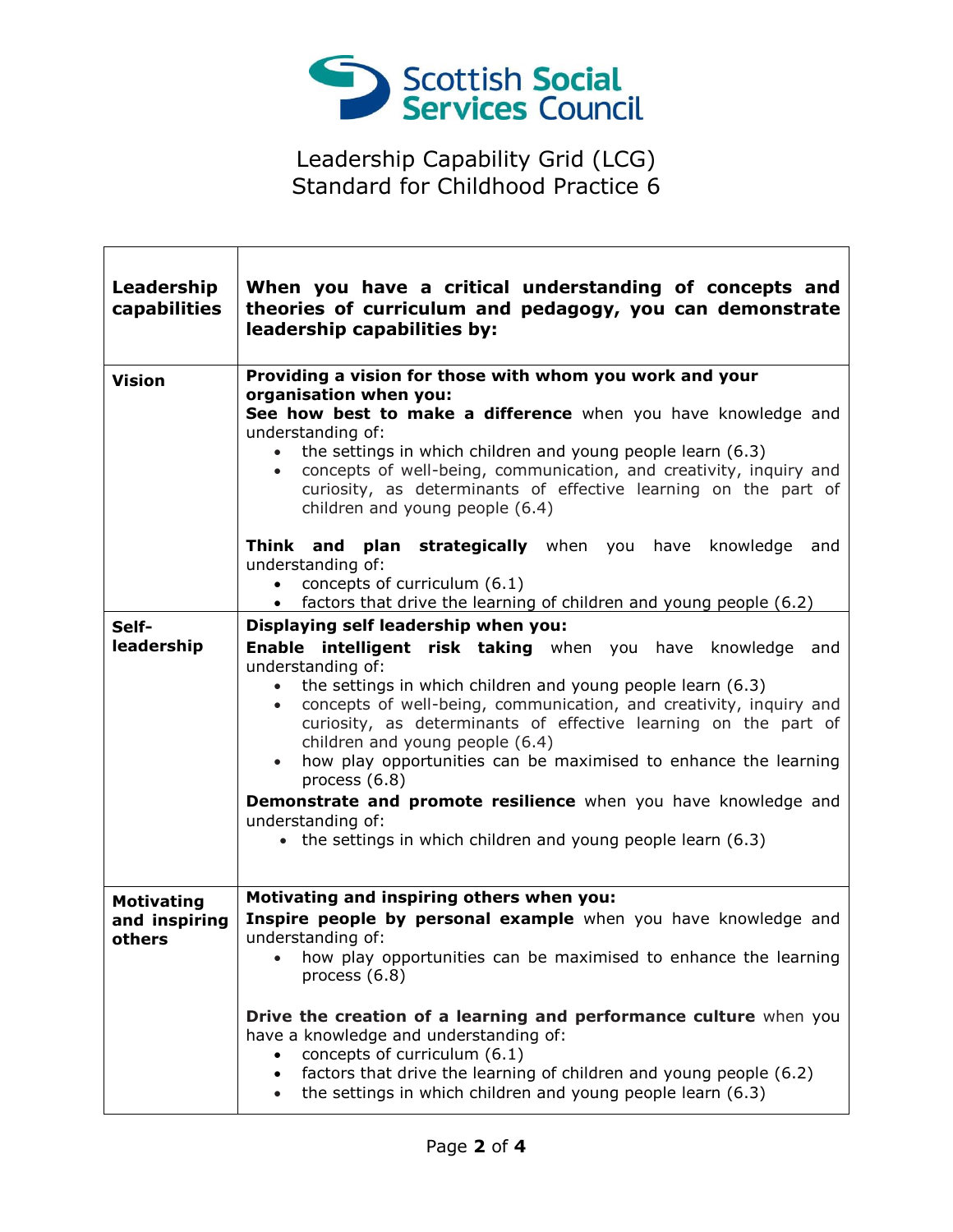Scottish Social Services Council

# Leadership Capability Grid (LCG)
# Standard for Childhood Practice 6

| Leadership capabilities | When you have a critical understanding of concepts and theories of curriculum and pedagogy, you can demonstrate leadership capabilities by: |
|---|---|
| **Vision** | **Providing a vision for those with whom you work and your organisation when you:**<br>**See how best to make a difference** when you have knowledge and understanding of:<br>• the settings in which children and young people learn (6.3)<br>• concepts of well-being, communication, and creativity, inquiry and curiosity, as determinants of effective learning on the part of children and young people (6.4)<br><br>**Think and plan strategically** when you have knowledge and understanding of:<br>• concepts of curriculum (6.1)<br>• factors that drive the learning of children and young people (6.2) |
| **Self-leadership** | **Displaying self leadership when you:**<br>**Enable intelligent risk taking** when you have knowledge and understanding of:<br>• the settings in which children and young people learn (6.3)<br>• concepts of well-being, communication, and creativity, inquiry and curiosity, as determinants of effective learning on the part of children and young people (6.4)<br>• how play opportunities can be maximised to enhance the learning process (6.8)<br>**Demonstrate and promote resilience** when you have knowledge and understanding of:<br>• the settings in which children and young people learn (6.3) |
| **Motivating and inspiring others** | **Motivating and inspiring others when you:**<br>**Inspire people by personal example** when you have knowledge and understanding of:<br>• how play opportunities can be maximised to enhance the learning process (6.8)<br><br>**Drive the creation of a learning and performance culture** when you have a knowledge and understanding of:<br>• concepts of curriculum (6.1)<br>• factors that drive the learning of children and young people (6.2)<br>• the settings in which children and young people learn (6.3) |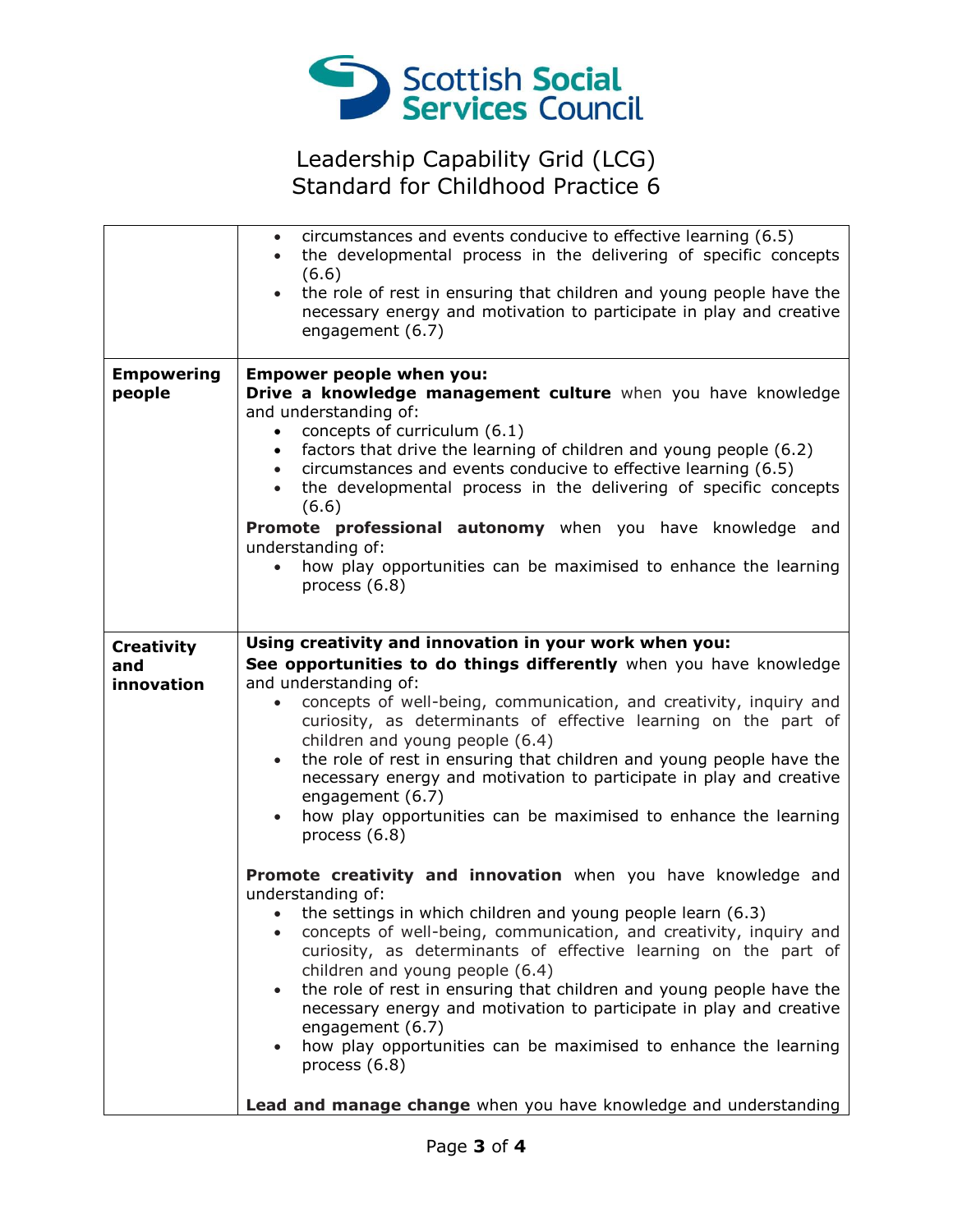# Leadership Capability Grid (LCG)
# Standard for Childhood Practice 6

| | |
|---|---|
| | • circumstances and events conducive to effective learning (6.5)<br>• the developmental process in the delivering of specific concepts (6.6)<br>• the role of rest in ensuring that children and young people have the necessary energy and motivation to participate in play and creative engagement (6.7) |
| **Empowering people** | **Empower people when you:**<br>**Drive a knowledge management culture** when you have knowledge and understanding of:<br>• concepts of curriculum (6.1)<br>• factors that drive the learning of children and young people (6.2)<br>• circumstances and events conducive to effective learning (6.5)<br>• the developmental process in the delivering of specific concepts (6.6)<br>**Promote professional autonomy** when you have knowledge and understanding of:<br>• how play opportunities can be maximised to enhance the learning process (6.8) |
| **Creativity and innovation** | **Using creativity and innovation in your work when you:**<br>**See opportunities to do things differently** when you have knowledge and understanding of:<br>• concepts of well-being, communication, and creativity, inquiry and curiosity, as determinants of effective learning on the part of children and young people (6.4)<br>• the role of rest in ensuring that children and young people have the necessary energy and motivation to participate in play and creative engagement (6.7)<br>• how play opportunities can be maximised to enhance the learning process (6.8)<br><br>**Promote creativity and innovation** when you have knowledge and understanding of:<br>• the settings in which children and young people learn (6.3)<br>• concepts of well-being, communication, and creativity, inquiry and curiosity, as determinants of effective learning on the part of children and young people (6.4)<br>• the role of rest in ensuring that children and young people have the necessary energy and motivation to participate in play and creative engagement (6.7)<br>• how play opportunities can be maximised to enhance the learning process (6.8)<br><br>**Lead and manage change** when you have knowledge and understanding |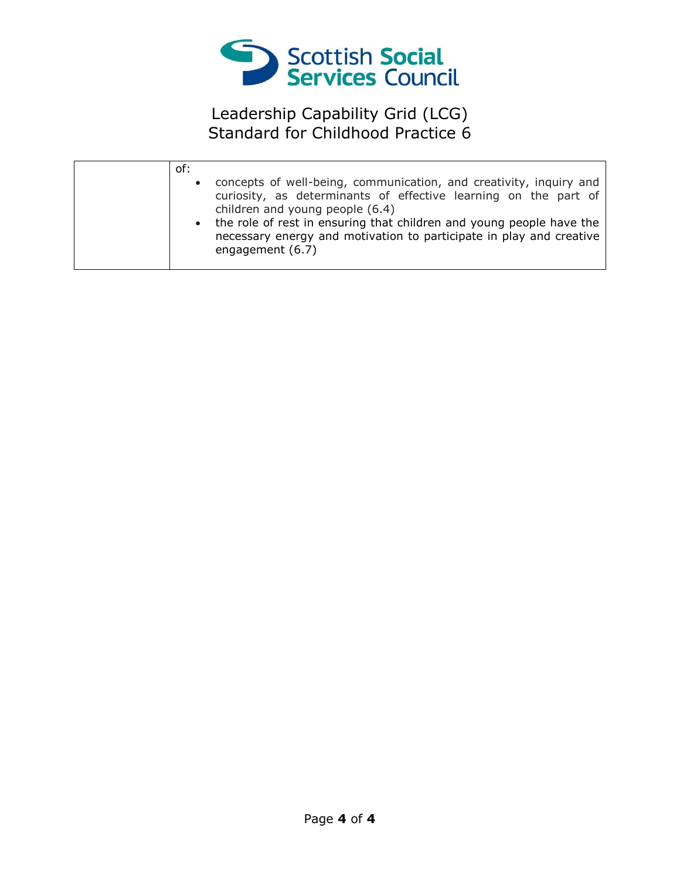| | |
|---|---|
| | of:<br>• concepts of well-being, communication, and creativity, inquiry and curiosity, as determinants of effective learning on the part of children and young people (6.4)<br>• the role of rest in ensuring that children and young people have the necessary energy and motivation to participate in play and creative engagement (6.7) |